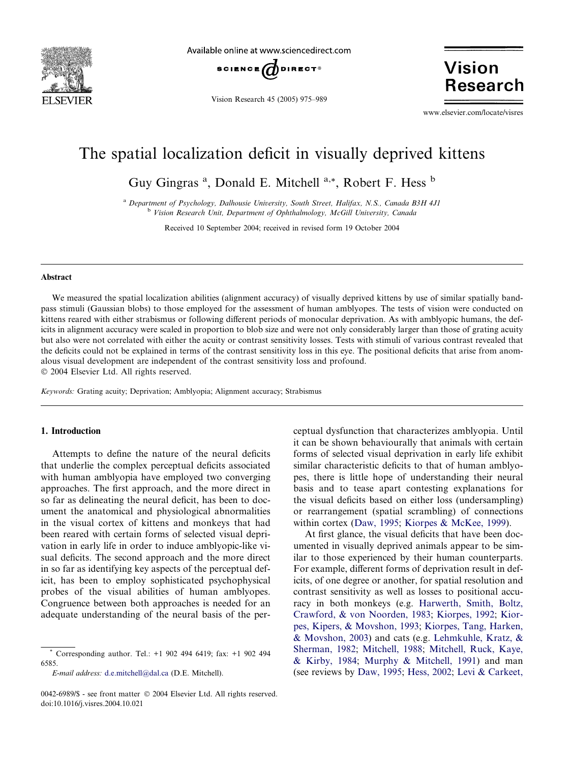# The spatial localization deficit in visually deprived kittens

Guy Gingras [a], Donald E. Mitchell [a,*], Robert F. Hess [b]

[a] Department of Psychology, Dalhousie University, South Street, Halifax, N.S., Canada B3H 4J1
[b] Vision Research Unit, Department of Ophthalmology, McGill University, Canada

Received 10 September 2004; received in revised form 19 October 2004

## Abstract

We measured the spatial localization abilities (alignment accuracy) of visually deprived kittens by use of similar spatially band-pass stimuli (Gaussian blobs) to those employed for the assessment of human amblyopes. The tests of vision were conducted on kittens reared with either strabismus or following different periods of monocular deprivation. As with amblyopic humans, the deficits in alignment accuracy were scaled in proportion to blob size and were not only considerably larger than those of grating acuity but also were not correlated with either the acuity or contrast sensitivity losses. Tests with stimuli of various contrast revealed that the deficits could not be explained in terms of the contrast sensitivity loss in this eye. The positional deficits that arise from anomalous visual development are independent of the contrast sensitivity loss and profound.

© 2004 Elsevier Ltd. All rights reserved.

*Keywords:* Grating acuity; Deprivation; Amblyopia; Alignment accuracy; Strabismus

## 1. Introduction

Attempts to define the nature of the neural deficits that underlie the complex perceptual deficits associated with human amblyopia have employed two converging approaches. The first approach, and the more direct in so far as delineating the neural deficit, has been to document the anatomical and physiological abnormalities in the visual cortex of kittens and monkeys that had been reared with certain forms of selected visual deprivation in early life in order to induce amblyopic-like visual deficits. The second approach and the more direct in so far as identifying key aspects of the perceptual deficit, has been to employ sophisticated psychophysical probes of the visual abilities of human amblyopes. Congruence between both approaches is needed for an adequate understanding of the neural basis of the perceptual dysfunction that characterizes amblyopia. Until it can be shown behaviourally that animals with certain forms of selected visual deprivation in early life exhibit similar characteristic deficits to that of human amblyopes, there is little hope of understanding their neural basis and to tease apart contesting explanations for the visual deficits based on either loss (undersampling) or rearrangement (spatial scrambling) of connections within cortex (Daw, 1995; Kiorpes & McKee, 1999).

At first glance, the visual deficits that have been documented in visually deprived animals appear to be similar to those experienced by their human counterparts. For example, different forms of deprivation result in deficits, of one degree or another, for spatial resolution and contrast sensitivity as well as losses to positional accuracy in both monkeys (e.g. Harwerth, Smith, Boltz, Crawford, & von Noorden, 1983; Kiorpes, 1992; Kiorpes, Kipers, & Movshon, 1993; Kiorpes, Tang, Harken, & Movshon, 2003) and cats (e.g. Lehmkuhle, Kratz, & Sherman, 1982; Mitchell, 1988; Mitchell, Ruck, Kaye, & Kirby, 1984; Murphy & Mitchell, 1991) and man (see reviews by Daw, 1995; Hess, 2002; Levi & Carkeet,

* Corresponding author. Tel.: +1 902 494 6419; fax: +1 902 494 6585.
*E-mail address:* d.e.mitchell@dal.ca (D.E. Mitchell).

0042-6989/$ - see front matter © 2004 Elsevier Ltd. All rights reserved.
doi:10.1016/j.visres.2004.10.021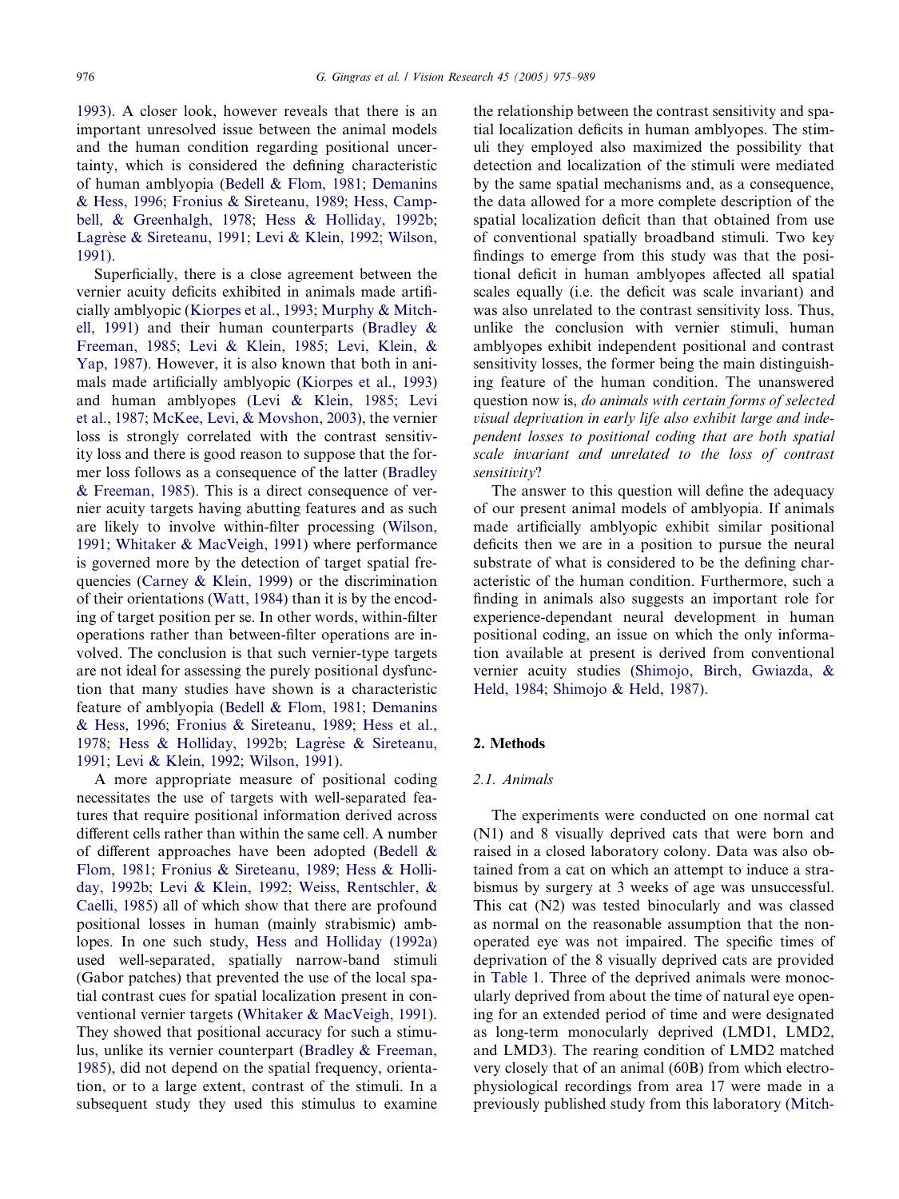1993). A closer look, however reveals that there is an important unresolved issue between the animal models and the human condition regarding positional uncertainty, which is considered the defining characteristic of human amblyopia (Bedell & Flom, 1981; Demanins & Hess, 1996; Fronius & Sireteanu, 1989; Hess, Campbell, & Greenhalgh, 1978; Hess & Holliday, 1992b; Lagrèse & Sireteanu, 1991; Levi & Klein, 1992; Wilson, 1991).

Superficially, there is a close agreement between the vernier acuity deficits exhibited in animals made artificially amblyopic (Kiorpes et al., 1993; Murphy & Mitchell, 1991) and their human counterparts (Bradley & Freeman, 1985; Levi & Klein, 1985; Levi, Klein, & Yap, 1987). However, it is also known that both in animals made artificially amblyopic (Kiorpes et al., 1993) and human amblyopes (Levi & Klein, 1985; Levi et al., 1987; McKee, Levi, & Movshon, 2003), the vernier loss is strongly correlated with the contrast sensitivity loss and there is good reason to suppose that the former loss follows as a consequence of the latter (Bradley & Freeman, 1985). This is a direct consequence of vernier acuity targets having abutting features and as such are likely to involve within-filter processing (Wilson, 1991; Whitaker & MacVeigh, 1991) where performance is governed more by the detection of target spatial frequencies (Carney & Klein, 1999) or the discrimination of their orientations (Watt, 1984) than it is by the encoding of target position per se. In other words, within-filter operations rather than between-filter operations are involved. The conclusion is that such vernier-type targets are not ideal for assessing the purely positional dysfunction that many studies have shown is a characteristic feature of amblyopia (Bedell & Flom, 1981; Demanins & Hess, 1996; Fronius & Sireteanu, 1989; Hess et al., 1978; Hess & Holliday, 1992b; Lagrèse & Sireteanu, 1991; Levi & Klein, 1992; Wilson, 1991).

A more appropriate measure of positional coding necessitates the use of targets with well-separated features that require positional information derived across different cells rather than within the same cell. A number of different approaches have been adopted (Bedell & Flom, 1981; Fronius & Sireteanu, 1989; Hess & Holliday, 1992b; Levi & Klein, 1992; Weiss, Rentschler, & Caelli, 1985) all of which show that there are profound positional losses in human (mainly strabismic) amblopes. In one such study, Hess and Holliday (1992a) used well-separated, spatially narrow-band stimuli (Gabor patches) that prevented the use of the local spatial contrast cues for spatial localization present in conventional vernier targets (Whitaker & MacVeigh, 1991). They showed that positional accuracy for such a stimulus, unlike its vernier counterpart (Bradley & Freeman, 1985), did not depend on the spatial frequency, orientation, or to a large extent, contrast of the stimuli. In a subsequent study they used this stimulus to examine the relationship between the contrast sensitivity and spatial localization deficits in human amblyopes. The stimuli they employed also maximized the possibility that detection and localization of the stimuli were mediated by the same spatial mechanisms and, as a consequence, the data allowed for a more complete description of the spatial localization deficit than that obtained from use of conventional spatially broadband stimuli. Two key findings to emerge from this study was that the positional deficit in human amblyopes affected all spatial scales equally (i.e. the deficit was scale invariant) and was also unrelated to the contrast sensitivity loss. Thus, unlike the conclusion with vernier stimuli, human amblyopes exhibit independent positional and contrast sensitivity losses, the former being the main distinguishing feature of the human condition. The unanswered question now is, *do animals with certain forms of selected visual deprivation in early life also exhibit large and independent losses to positional coding that are both spatial scale invariant and unrelated to the loss of contrast sensitivity*?

The answer to this question will define the adequacy of our present animal models of amblyopia. If animals made artificially amblyopic exhibit similar positional deficits then we are in a position to pursue the neural substrate of what is considered to be the defining characteristic of the human condition. Furthermore, such a finding in animals also suggests an important role for experience-dependant neural development in human positional coding, an issue on which the only information available at present is derived from conventional vernier acuity studies (Shimojo, Birch, Gwiazda, & Held, 1984; Shimojo & Held, 1987).

## 2. Methods

### 2.1. Animals

The experiments were conducted on one normal cat (N1) and 8 visually deprived cats that were born and raised in a closed laboratory colony. Data was also obtained from a cat on which an attempt to induce a strabismus by surgery at 3 weeks of age was unsuccessful. This cat (N2) was tested binocularly and was classed as normal on the reasonable assumption that the non-operated eye was not impaired. The specific times of deprivation of the 8 visually deprived cats are provided in Table 1. Three of the deprived animals were monocularly deprived from about the time of natural eye opening for an extended period of time and were designated as long-term monocularly deprived (LMD1, LMD2, and LMD3). The rearing condition of LMD2 matched very closely that of an animal (60B) from which electrophysiological recordings from area 17 were made in a previously published study from this laboratory (Mitch-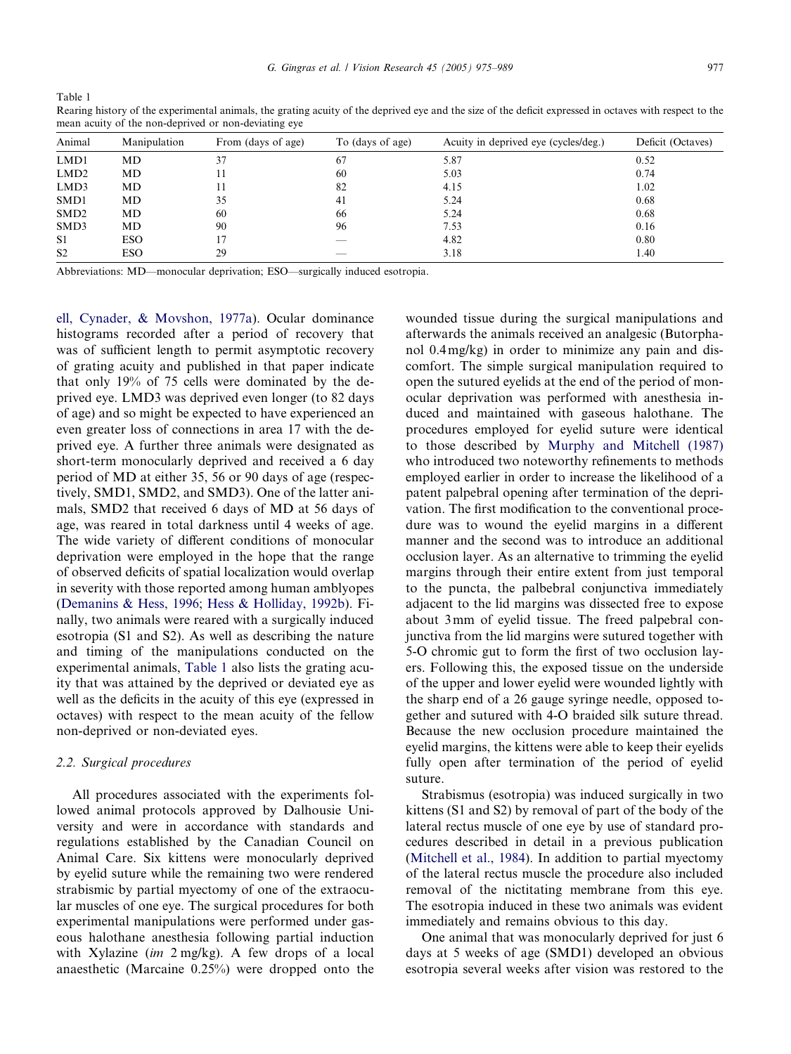Table 1
Rearing history of the experimental animals, the grating acuity of the deprived eye and the size of the deficit expressed in octaves with respect to the mean acuity of the non-deprived or non-deviating eye

| Animal | Manipulation | From (days of age) | To (days of age) | Acuity in deprived eye (cycles/deg.) | Deficit (Octaves) |
|---|---|---|---|---|---|
| LMD1 | MD | 37 | 67 | 5.87 | 0.52 |
| LMD2 | MD | 11 | 60 | 5.03 | 0.74 |
| LMD3 | MD | 11 | 82 | 4.15 | 1.02 |
| SMD1 | MD | 35 | 41 | 5.24 | 0.68 |
| SMD2 | MD | 60 | 66 | 5.24 | 0.68 |
| SMD3 | MD | 90 | 96 | 7.53 | 0.16 |
| S1 | ESO | 17 | — | 4.82 | 0.80 |
| S2 | ESO | 29 | — | 3.18 | 1.40 |

Abbreviations: MD—monocular deprivation; ESO—surgically induced esotropia.

ell, Cynader, & Movshon, 1977a). Ocular dominance histograms recorded after a period of recovery that was of sufficient length to permit asymptotic recovery of grating acuity and published in that paper indicate that only 19% of 75 cells were dominated by the deprived eye. LMD3 was deprived even longer (to 82 days of age) and so might be expected to have experienced an even greater loss of connections in area 17 with the deprived eye. A further three animals were designated as short-term monocularly deprived and received a 6 day period of MD at either 35, 56 or 90 days of age (respectively, SMD1, SMD2, and SMD3). One of the latter animals, SMD2 that received 6 days of MD at 56 days of age, was reared in total darkness until 4 weeks of age. The wide variety of different conditions of monocular deprivation were employed in the hope that the range of observed deficits of spatial localization would overlap in severity with those reported among human amblyopes (Demanins & Hess, 1996; Hess & Holliday, 1992b). Finally, two animals were reared with a surgically induced esotropia (S1 and S2). As well as describing the nature and timing of the manipulations conducted on the experimental animals, Table 1 also lists the grating acuity that was attained by the deprived or deviated eye as well as the deficits in the acuity of this eye (expressed in octaves) with respect to the mean acuity of the fellow non-deprived or non-deviated eyes.

### 2.2. Surgical procedures

All procedures associated with the experiments followed animal protocols approved by Dalhousie University and were in accordance with standards and regulations established by the Canadian Council on Animal Care. Six kittens were monocularly deprived by eyelid suture while the remaining two were rendered strabismic by partial myectomy of one of the extraocular muscles of one eye. The surgical procedures for both experimental manipulations were performed under gaseous halothane anesthesia following partial induction with Xylazine (*im* 2 mg/kg). A few drops of a local anaesthetic (Marcaine 0.25%) were dropped onto the wounded tissue during the surgical manipulations and afterwards the animals received an analgesic (Butorphanol 0.4 mg/kg) in order to minimize any pain and discomfort. The simple surgical manipulation required to open the sutured eyelids at the end of the period of monocular deprivation was performed with anesthesia induced and maintained with gaseous halothane. The procedures employed for eyelid suture were identical to those described by Murphy and Mitchell (1987) who introduced two noteworthy refinements to methods employed earlier in order to increase the likelihood of a patent palpebral opening after termination of the deprivation. The first modification to the conventional procedure was to wound the eyelid margins in a different manner and the second was to introduce an additional occlusion layer. As an alternative to trimming the eyelid margins through their entire extent from just temporal to the puncta, the palbebral conjunctiva immediately adjacent to the lid margins was dissected free to expose about 3 mm of eyelid tissue. The freed palpebral conjunctiva from the lid margins were sutured together with 5-O chromic gut to form the first of two occlusion layers. Following this, the exposed tissue on the underside of the upper and lower eyelid were wounded lightly with the sharp end of a 26 gauge syringe needle, opposed together and sutured with 4-O braided silk suture thread. Because the new occlusion procedure maintained the eyelid margins, the kittens were able to keep their eyelids fully open after termination of the period of eyelid suture.

Strabismus (esotropia) was induced surgically in two kittens (S1 and S2) by removal of part of the body of the lateral rectus muscle of one eye by use of standard procedures described in detail in a previous publication (Mitchell et al., 1984). In addition to partial myectomy of the lateral rectus muscle the procedure also included removal of the nictitating membrane from this eye. The esotropia induced in these two animals was evident immediately and remains obvious to this day.

One animal that was monocularly deprived for just 6 days at 5 weeks of age (SMD1) developed an obvious esotropia several weeks after vision was restored to the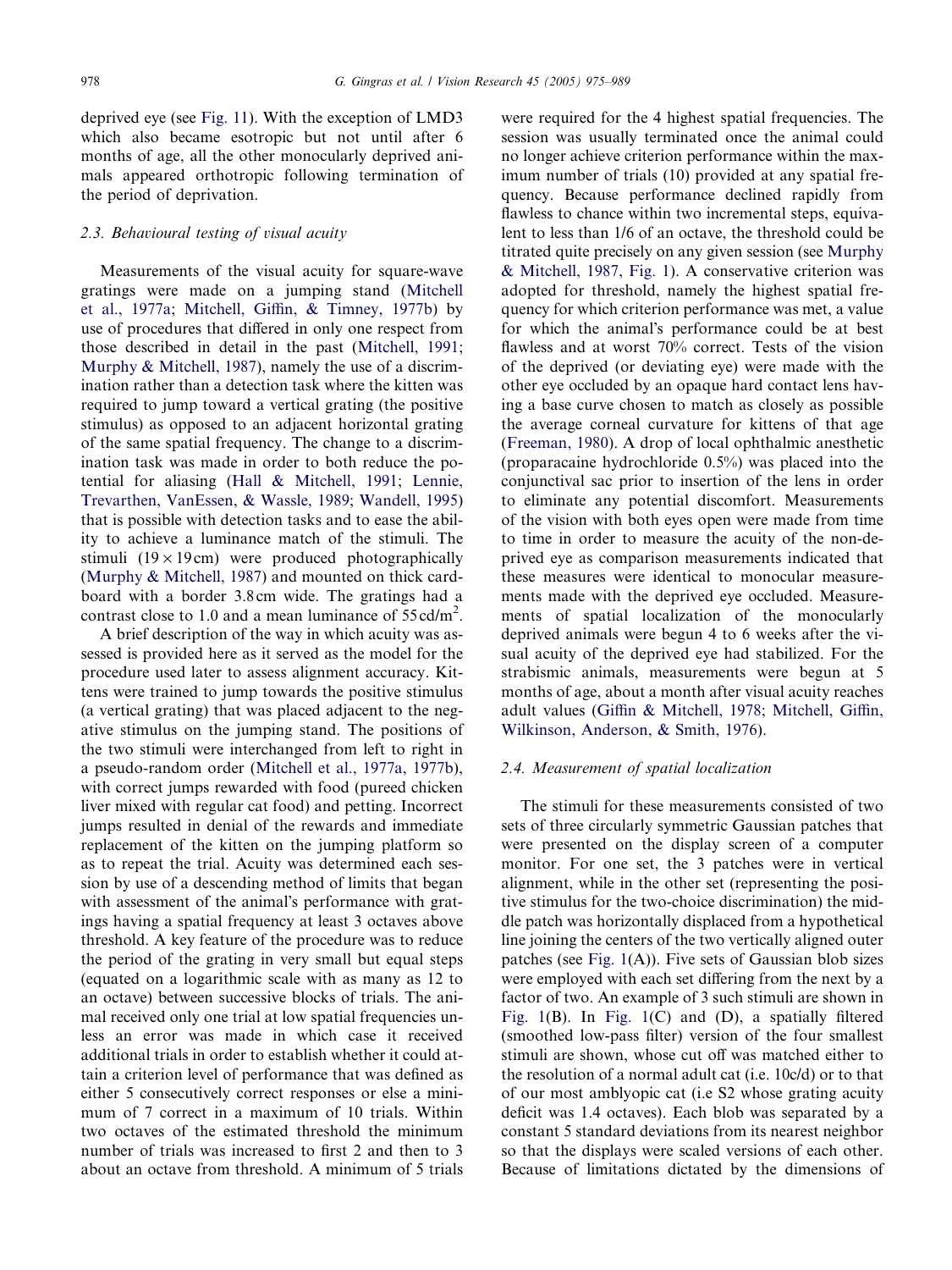deprived eye (see Fig. 11). With the exception of LMD3 which also became esotropic but not until after 6 months of age, all the other monocularly deprived animals appeared orthotropic following termination of the period of deprivation.

### 2.3. Behavioural testing of visual acuity

Measurements of the visual acuity for square-wave gratings were made on a jumping stand (Mitchell et al., 1977a; Mitchell, Giffin, & Timney, 1977b) by use of procedures that differed in only one respect from those described in detail in the past (Mitchell, 1991; Murphy & Mitchell, 1987), namely the use of a discrimination rather than a detection task where the kitten was required to jump toward a vertical grating (the positive stimulus) as opposed to an adjacent horizontal grating of the same spatial frequency. The change to a discrimination task was made in order to both reduce the potential for aliasing (Hall & Mitchell, 1991; Lennie, Trevarthen, VanEssen, & Wassle, 1989; Wandell, 1995) that is possible with detection tasks and to ease the ability to achieve a luminance match of the stimuli. The stimuli (19 × 19 cm) were produced photographically (Murphy & Mitchell, 1987) and mounted on thick cardboard with a border 3.8 cm wide. The gratings had a contrast close to 1.0 and a mean luminance of 55 cd/m$^2$.

A brief description of the way in which acuity was assessed is provided here as it served as the model for the procedure used later to assess alignment accuracy. Kittens were trained to jump towards the positive stimulus (a vertical grating) that was placed adjacent to the negative stimulus on the jumping stand. The positions of the two stimuli were interchanged from left to right in a pseudo-random order (Mitchell et al., 1977a, 1977b), with correct jumps rewarded with food (pureed chicken liver mixed with regular cat food) and petting. Incorrect jumps resulted in denial of the rewards and immediate replacement of the kitten on the jumping platform so as to repeat the trial. Acuity was determined each session by use of a descending method of limits that began with assessment of the animal's performance with gratings having a spatial frequency at least 3 octaves above threshold. A key feature of the procedure was to reduce the period of the grating in very small but equal steps (equated on a logarithmic scale with as many as 12 to an octave) between successive blocks of trials. The animal received only one trial at low spatial frequencies unless an error was made in which case it received additional trials in order to establish whether it could attain a criterion level of performance that was defined as either 5 consecutively correct responses or else a minimum of 7 correct in a maximum of 10 trials. Within two octaves of the estimated threshold the minimum number of trials was increased to first 2 and then to 3 about an octave from threshold. A minimum of 5 trials were required for the 4 highest spatial frequencies. The session was usually terminated once the animal could no longer achieve criterion performance within the maximum number of trials (10) provided at any spatial frequency. Because performance declined rapidly from flawless to chance within two incremental steps, equivalent to less than 1/6 of an octave, the threshold could be titrated quite precisely on any given session (see Murphy & Mitchell, 1987, Fig. 1). A conservative criterion was adopted for threshold, namely the highest spatial frequency for which criterion performance was met, a value for which the animal's performance could be at best flawless and at worst 70% correct. Tests of the vision of the deprived (or deviating eye) were made with the other eye occluded by an opaque hard contact lens having a base curve chosen to match as closely as possible the average corneal curvature for kittens of that age (Freeman, 1980). A drop of local ophthalmic anesthetic (proparacaine hydrochloride 0.5%) was placed into the conjunctival sac prior to insertion of the lens in order to eliminate any potential discomfort. Measurements of the vision with both eyes open were made from time to time in order to measure the acuity of the non-deprived eye as comparison measurements indicated that these measures were identical to monocular measurements made with the deprived eye occluded. Measurements of spatial localization of the monocularly deprived animals were begun 4 to 6 weeks after the visual acuity of the deprived eye had stabilized. For the strabismic animals, measurements were begun at 5 months of age, about a month after visual acuity reaches adult values (Giffin & Mitchell, 1978; Mitchell, Giffin, Wilkinson, Anderson, & Smith, 1976).

### 2.4. Measurement of spatial localization

The stimuli for these measurements consisted of two sets of three circularly symmetric Gaussian patches that were presented on the display screen of a computer monitor. For one set, the 3 patches were in vertical alignment, while in the other set (representing the positive stimulus for the two-choice discrimination) the middle patch was horizontally displaced from a hypothetical line joining the centers of the two vertically aligned outer patches (see Fig. 1(A)). Five sets of Gaussian blob sizes were employed with each set differing from the next by a factor of two. An example of 3 such stimuli are shown in Fig. 1(B). In Fig. 1(C) and (D), a spatially filtered (smoothed low-pass filter) version of the four smallest stimuli are shown, whose cut off was matched either to the resolution of a normal adult cat (i.e. 10c/d) or to that of our most amblyopic cat (i.e S2 whose grating acuity deficit was 1.4 octaves). Each blob was separated by a constant 5 standard deviations from its nearest neighbor so that the displays were scaled versions of each other. Because of limitations dictated by the dimensions of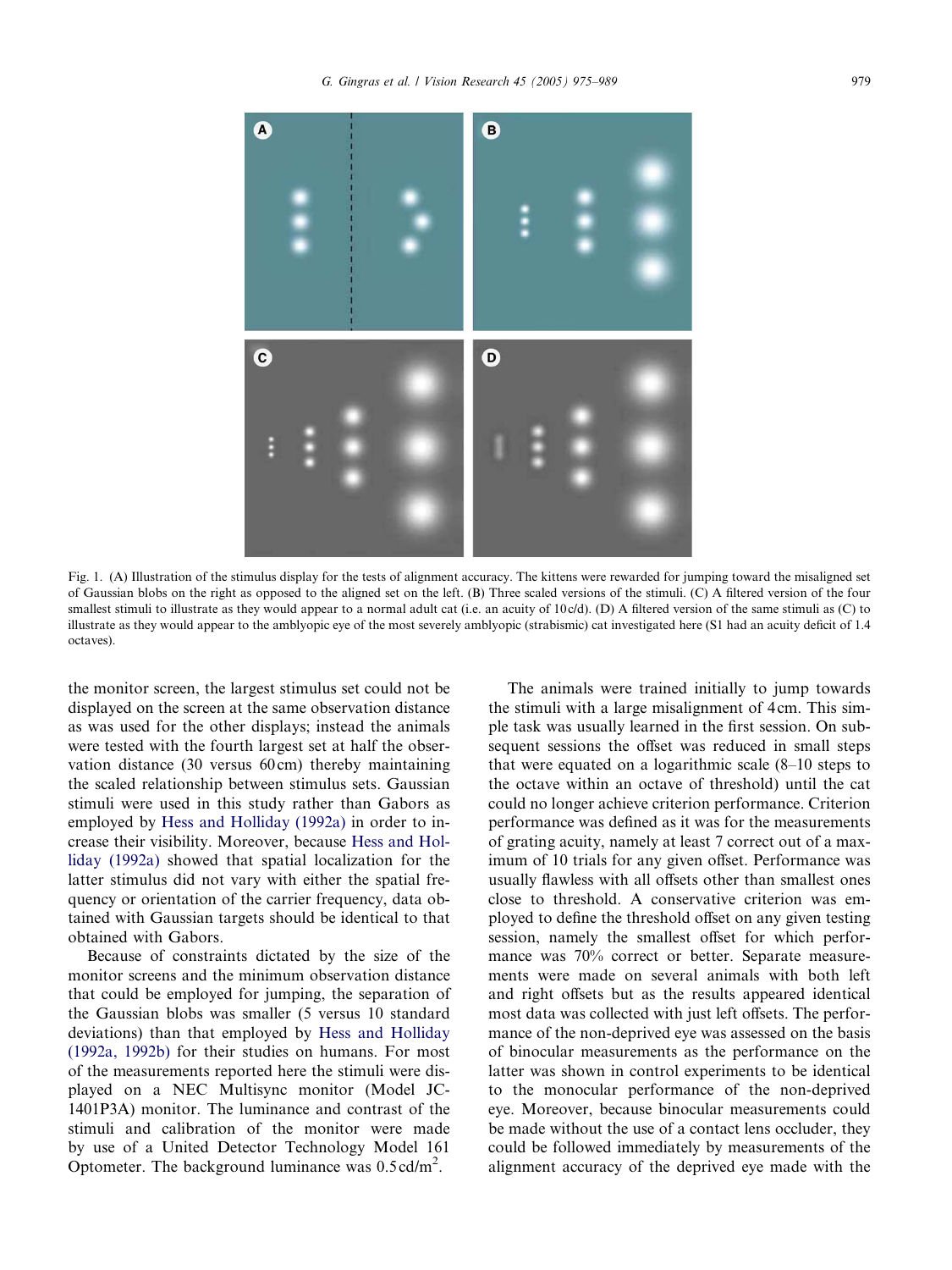Fig. 1. (A) Illustration of the stimulus display for the tests of alignment accuracy. The kittens were rewarded for jumping toward the misaligned set of Gaussian blobs on the right as opposed to the aligned set on the left. (B) Three scaled versions of the stimuli. (C) A filtered version of the four smallest stimuli to illustrate as they would appear to a normal adult cat (i.e. an acuity of 10 c/d). (D) A filtered version of the same stimuli as (C) to illustrate as they would appear to the amblyopic eye of the most severely amblyopic (strabismic) cat investigated here (S1 had an acuity deficit of 1.4 octaves).

the monitor screen, the largest stimulus set could not be displayed on the screen at the same observation distance as was used for the other displays; instead the animals were tested with the fourth largest set at half the observation distance (30 versus 60 cm) thereby maintaining the scaled relationship between stimulus sets. Gaussian stimuli were used in this study rather than Gabors as employed by Hess and Holliday (1992a) in order to increase their visibility. Moreover, because Hess and Holliday (1992a) showed that spatial localization for the latter stimulus did not vary with either the spatial frequency or orientation of the carrier frequency, data obtained with Gaussian targets should be identical to that obtained with Gabors.

Because of constraints dictated by the size of the monitor screens and the minimum observation distance that could be employed for jumping, the separation of the Gaussian blobs was smaller (5 versus 10 standard deviations) than that employed by Hess and Holliday (1992a, 1992b) for their studies on humans. For most of the measurements reported here the stimuli were displayed on a NEC Multisync monitor (Model JC-1401P3A) monitor. The luminance and contrast of the stimuli and calibration of the monitor were made by use of a United Detector Technology Model 161 Optometer. The background luminance was 0.5 cd/m$^2$.

The animals were trained initially to jump towards the stimuli with a large misalignment of 4 cm. This simple task was usually learned in the first session. On subsequent sessions the offset was reduced in small steps that were equated on a logarithmic scale (8–10 steps to the octave within an octave of threshold) until the cat could no longer achieve criterion performance. Criterion performance was defined as it was for the measurements of grating acuity, namely at least 7 correct out of a maximum of 10 trials for any given offset. Performance was usually flawless with all offsets other than smallest ones close to threshold. A conservative criterion was employed to define the threshold offset on any given testing session, namely the smallest offset for which performance was 70% correct or better. Separate measurements were made on several animals with both left and right offsets but as the results appeared identical most data was collected with just left offsets. The performance of the non-deprived eye was assessed on the basis of binocular measurements as the performance on the latter was shown in control experiments to be identical to the monocular performance of the non-deprived eye. Moreover, because binocular measurements could be made without the use of a contact lens occluder, they could be followed immediately by measurements of the alignment accuracy of the deprived eye made with the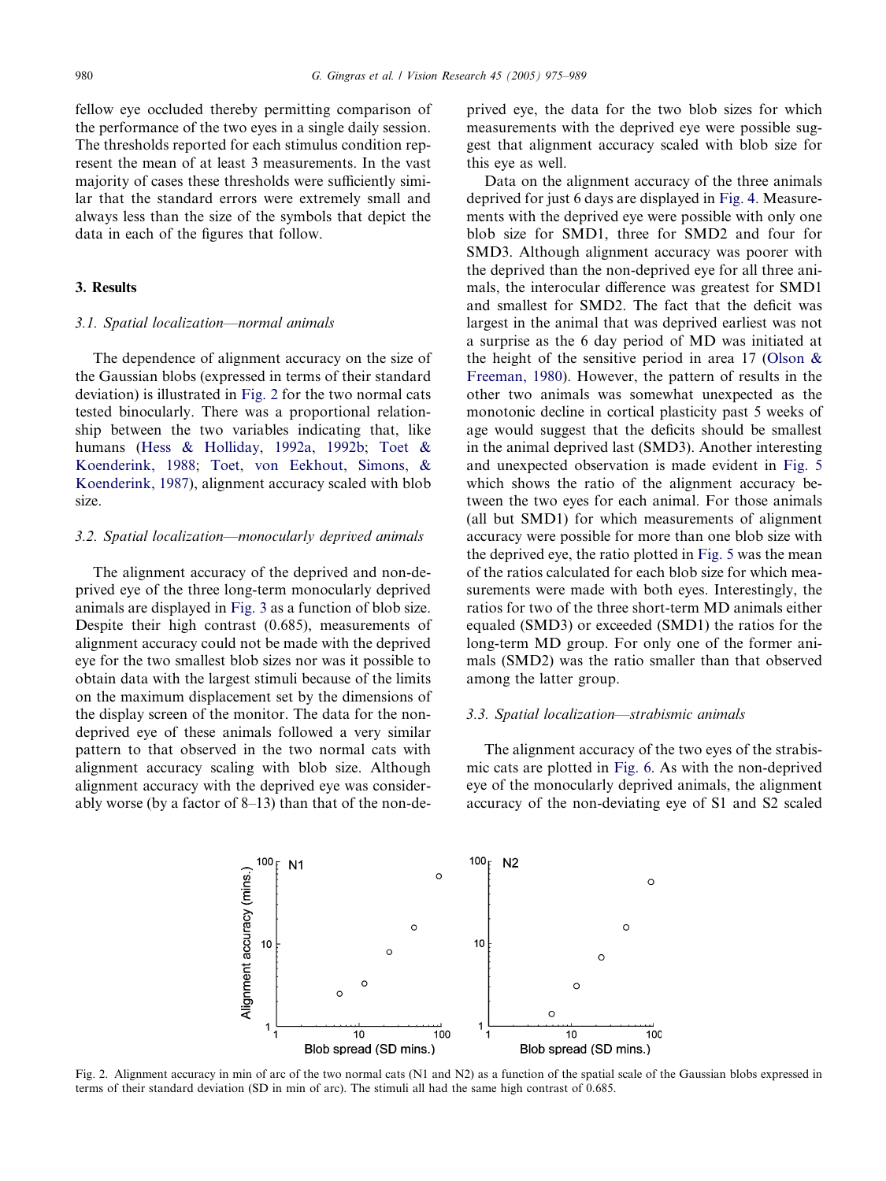fellow eye occluded thereby permitting comparison of the performance of the two eyes in a single daily session. The thresholds reported for each stimulus condition represent the mean of at least 3 measurements. In the vast majority of cases these thresholds were sufficiently similar that the standard errors were extremely small and always less than the size of the symbols that depict the data in each of the figures that follow.

## 3. Results

### 3.1. Spatial localization—normal animals

The dependence of alignment accuracy on the size of the Gaussian blobs (expressed in terms of their standard deviation) is illustrated in Fig. 2 for the two normal cats tested binocularly. There was a proportional relationship between the two variables indicating that, like humans (Hess & Holliday, 1992a, 1992b; Toet & Koenderink, 1988; Toet, von Eekhout, Simons, & Koenderink, 1987), alignment accuracy scaled with blob size.

### 3.2. Spatial localization—monocularly deprived animals

The alignment accuracy of the deprived and non-deprived eye of the three long-term monocularly deprived animals are displayed in Fig. 3 as a function of blob size. Despite their high contrast (0.685), measurements of alignment accuracy could not be made with the deprived eye for the two smallest blob sizes nor was it possible to obtain data with the largest stimuli because of the limits on the maximum displacement set by the dimensions of the display screen of the monitor. The data for the non-deprived eye of these animals followed a very similar pattern to that observed in the two normal cats with alignment accuracy scaling with blob size. Although alignment accuracy with the deprived eye was considerably worse (by a factor of 8–13) than that of the non-deprived eye, the data for the two blob sizes for which measurements with the deprived eye were possible suggest that alignment accuracy scaled with blob size for this eye as well.

Data on the alignment accuracy of the three animals deprived for just 6 days are displayed in Fig. 4. Measurements with the deprived eye were possible with only one blob size for SMD1, three for SMD2 and four for SMD3. Although alignment accuracy was poorer with the deprived than the non-deprived eye for all three animals, the interocular difference was greatest for SMD1 and smallest for SMD2. The fact that the deficit was largest in the animal that was deprived earliest was not a surprise as the 6 day period of MD was initiated at the height of the sensitive period in area 17 (Olson & Freeman, 1980). However, the pattern of results in the other two animals was somewhat unexpected as the monotonic decline in cortical plasticity past 5 weeks of age would suggest that the deficits should be smallest in the animal deprived last (SMD3). Another interesting and unexpected observation is made evident in Fig. 5 which shows the ratio of the alignment accuracy between the two eyes for each animal. For those animals (all but SMD1) for which measurements of alignment accuracy were possible for more than one blob size with the deprived eye, the ratio plotted in Fig. 5 was the mean of the ratios calculated for each blob size for which measurements were made with both eyes. Interestingly, the ratios for two of the three short-term MD animals either equaled (SMD3) or exceeded (SMD1) the ratios for the long-term MD group. For only one of the former animals (SMD2) was the ratio smaller than that observed among the latter group.

### 3.3. Spatial localization—strabismic animals

The alignment accuracy of the two eyes of the strabismic cats are plotted in Fig. 6. As with the non-deviating eye of the monocularly deprived animals, the alignment accuracy of the non-deviating eye of S1 and S2 scaled

N1
N2
Alignment accuracy (mins.)
100
10
1
1
10
100
Blob spread (SD mins.)

Fig. 2. Alignment accuracy in min of arc of the two normal cats (N1 and N2) as a function of the spatial scale of the Gaussian blobs expressed in terms of their standard deviation (SD in min of arc). The stimuli all had the same high contrast of 0.685.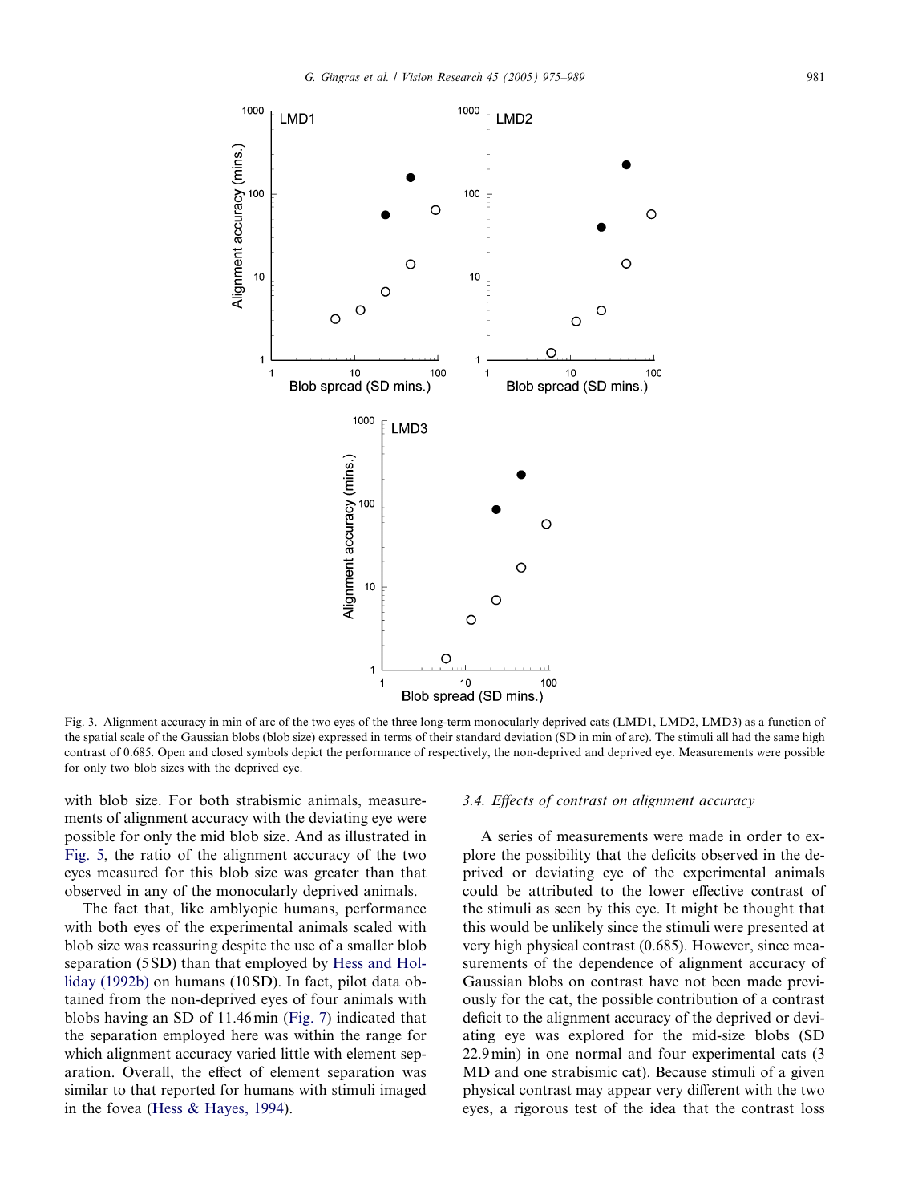LMD1

1000

100

10

1

Alignment accuracy (mins.)

1

10

100

Blob spread (SD mins.)

LMD2

1000

100

10

1

1

10

100

Blob spread (SD mins.)

LMD3

1000

100

10

1

Alignment accuracy (mins.)

1

10

100

Blob spread (SD mins.)

Fig. 3. Alignment accuracy in min of arc of the two eyes of the three long-term monocularly deprived cats (LMD1, LMD2, LMD3) as a function of the spatial scale of the Gaussian blobs (blob size) expressed in terms of their standard deviation (SD in min of arc). The stimuli all had the same high contrast of 0.685. Open and closed symbols depict the performance of respectively, the non-deprived and deprived eye. Measurements were possible for only two blob sizes with the deprived eye.

with blob size. For both strabismic animals, measurements of alignment accuracy with the deviating eye were possible for only the mid blob size. And as illustrated in Fig. 5, the ratio of the alignment accuracy of the two eyes measured for this blob size was greater than that observed in any of the monocularly deprived animals.

The fact that, like amblyopic humans, performance with both eyes of the experimental animals scaled with blob size was reassuring despite the use of a smaller blob separation (5 SD) than that employed by Hess and Holliday (1992b) on humans (10 SD). In fact, pilot data obtained from the non-deprived eyes of four animals with blobs having an SD of 11.46 min (Fig. 7) indicated that the separation employed here was within the range for which alignment accuracy varied little with element separation. Overall, the effect of element separation was similar to that reported for humans with stimuli imaged in the fovea (Hess & Hayes, 1994).

### 3.4. Effects of contrast on alignment accuracy

A series of measurements were made in order to explore the possibility that the deficits observed in the deprived or deviating eye of the experimental animals could be attributed to the lower effective contrast of the stimuli as seen by this eye. It might be thought that this would be unlikely since the stimuli were presented at very high physical contrast (0.685). However, since measurements of the dependence of alignment accuracy of Gaussian blobs on contrast have not been made previously for the cat, the possible contribution of a contrast deficit to the alignment accuracy of the deprived or deviating eye was explored for the mid-size blobs (SD 22.9 min) in one normal and four experimental cats (3 MD and one strabismic cat). Because stimuli of a given physical contrast may appear very different with the two eyes, a rigorous test of the idea that the contrast loss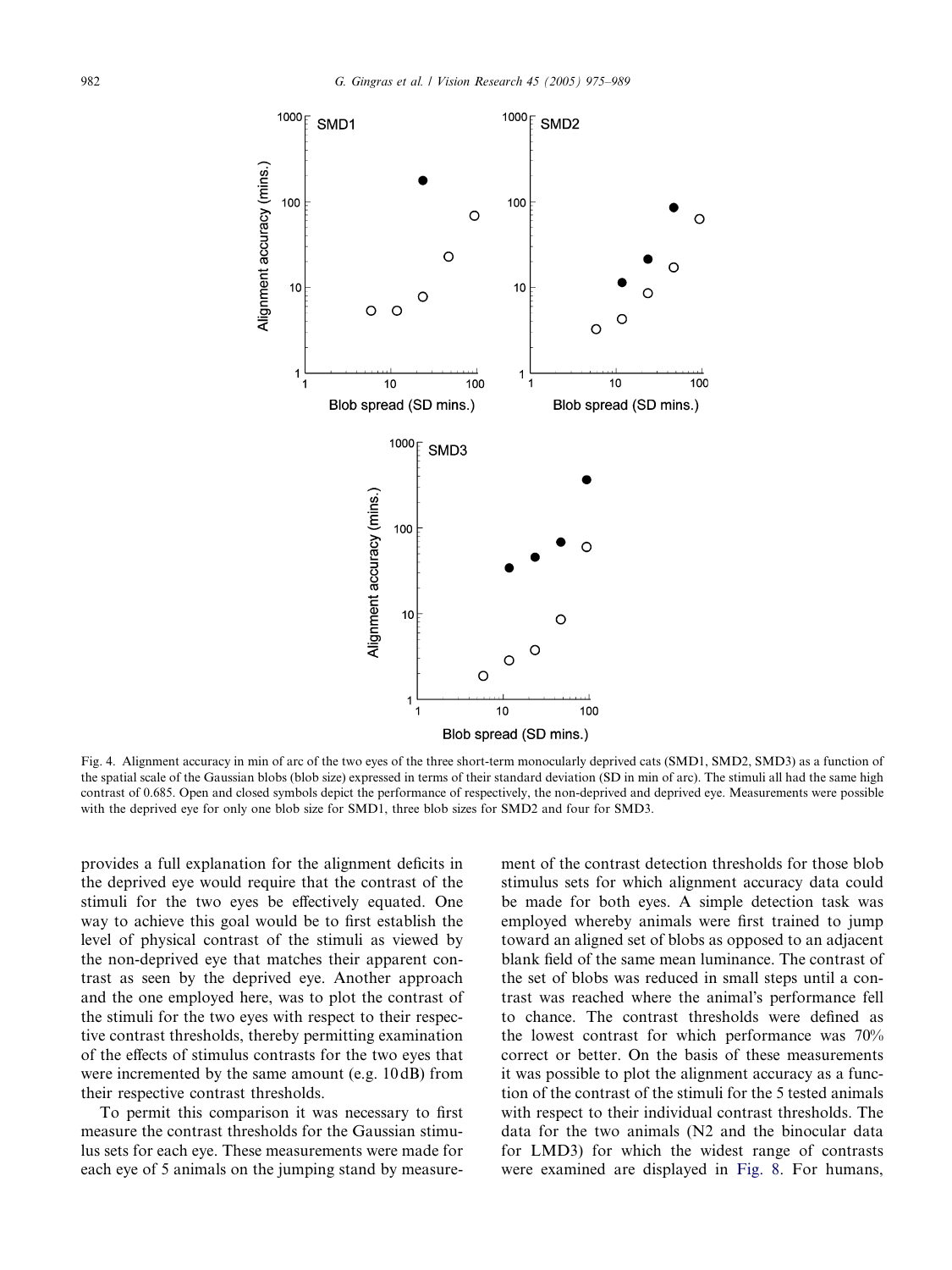SMD1

Alignment accuracy (mins.)

1000
100
10
1

1
10
100

Blob spread (SD mins.)

SMD2

1000
100
10
1

1
10
100

Blob spread (SD mins.)

SMD3

Alignment accuracy (mins.)

1000
100
10
1

1
10
100

Blob spread (SD mins.)

Fig. 4. Alignment accuracy in min of arc of the two eyes of the three short-term monocularly deprived cats (SMD1, SMD2, SMD3) as a function of the spatial scale of the Gaussian blobs (blob size) expressed in terms of their standard deviation (SD in min of arc). The stimuli all had the same high contrast of 0.685. Open and closed symbols depict the performance of respectively, the non-deprived and deprived eye. Measurements were possible with the deprived eye for only one blob size for SMD1, three blob sizes for SMD2 and four for SMD3.

provides a full explanation for the alignment deficits in the deprived eye would require that the contrast of the stimuli for the two eyes be effectively equated. One way to achieve this goal would be to first establish the level of physical contrast of the stimuli as viewed by the non-deprived eye that matches their apparent contrast as seen by the deprived eye. Another approach and the one employed here, was to plot the contrast of the stimuli for the two eyes with respect to their respective contrast thresholds, thereby permitting examination of the effects of stimulus contrasts for the two eyes that were incremented by the same amount (e.g. 10 dB) from their respective contrast thresholds.

To permit this comparison it was necessary to first measure the contrast thresholds for the Gaussian stimulus sets for each eye. These measurements were made for each eye of 5 animals on the jumping stand by measurement of the contrast detection thresholds for those blob stimulus sets for which alignment accuracy data could be made for both eyes. A simple detection task was employed whereby animals were first trained to jump toward an aligned set of blobs as opposed to an adjacent blank field of the same mean luminance. The contrast of the set of blobs was reduced in small steps until a contrast was reached where the animal's performance fell to chance. The contrast thresholds were defined as the lowest contrast for which performance was 70% correct or better. On the basis of these measurements it was possible to plot the alignment accuracy as a function of the contrast of the stimuli for the 5 tested animals with respect to their individual contrast thresholds. The data for the two animals (N2 and the binocular data for LMD3) for which the widest range of contrasts were examined are displayed in Fig. 8. For humans,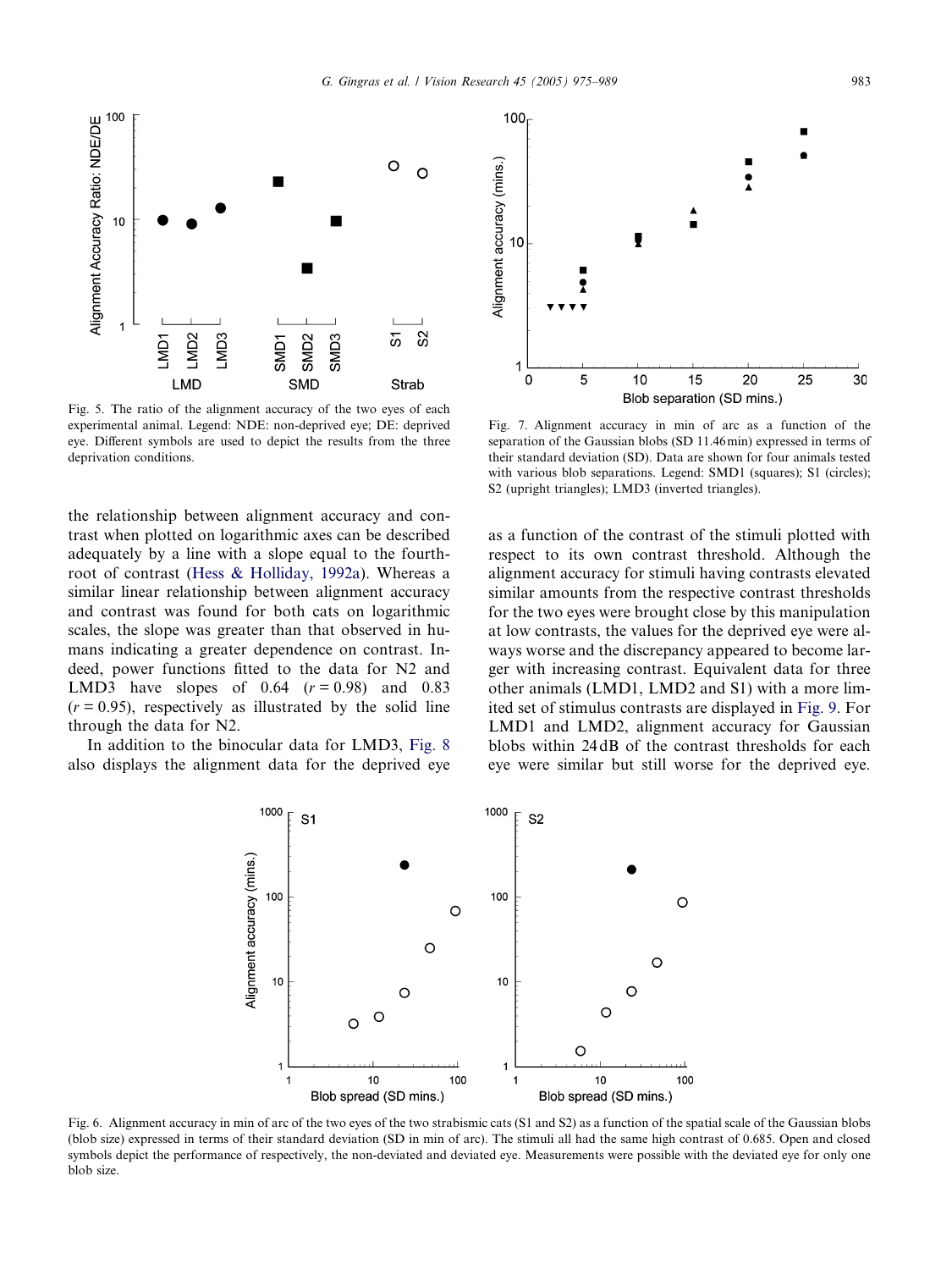100

Alignment Accuracy Ratio: NDE/DE

10

1

LMD1 LMD2 LMD3

LMD

SMD1 SMD2 SMD3

SMD

S1 S2

Strab

Fig. 5. The ratio of the alignment accuracy of the two eyes of each experimental animal. Legend: NDE: non-deprived eye; DE: deprived eye. Different symbols are used to depict the results from the three deprivation conditions.

100

Alignment accuracy (mins.)

10

1

0 5 10 15 20 25 30

Blob separation (SD mins.)

Fig. 7. Alignment accuracy in min of arc as a function of the separation of the Gaussian blobs (SD 11.46 min) expressed in terms of their standard deviation (SD). Data are shown for four animals tested with various blob separations. Legend: SMD1 (squares); S1 (circles); S2 (upright triangles); LMD3 (inverted triangles).

the relationship between alignment accuracy and contrast when plotted on logarithmic axes can be described adequately by a line with a slope equal to the fourth-root of contrast (Hess & Holliday, 1992a). Whereas a similar linear relationship between alignment accuracy and contrast was found for both cats on logarithmic scales, the slope was greater than that observed in humans indicating a greater dependence on contrast. Indeed, power functions fitted to the data for N2 and LMD3 have slopes of 0.64 ($r = 0.98$) and 0.83 ($r = 0.95$), respectively as illustrated by the solid line through the data for N2.

In addition to the binocular data for LMD3, Fig. 8 also displays the alignment data for the deprived eye as a function of the contrast of the stimuli plotted with respect to its own contrast threshold. Although the alignment accuracy for stimuli having contrasts elevated similar amounts from the respective contrast thresholds for the two eyes were brought close by this manipulation at low contrasts, the values for the deprived eye were always worse and the discrepancy appeared to become larger with increasing contrast. Equivalent data for three other animals (LMD1, LMD2 and S1) with a more limited set of stimulus contrasts are displayed in Fig. 9. For LMD1 and LMD2, alignment accuracy for Gaussian blobs within 24 dB of the contrast thresholds for each eye were similar but still worse for the deprived eye.

S1

1000

100

Alignment accuracy (mins.)

10

1

1 10 100

Blob spread (SD mins.)

S2

1000

100

10

1

1 10 100

Blob spread (SD mins.)

Fig. 6. Alignment accuracy in min of arc of the two eyes of the two strabismic cats (S1 and S2) as a function of the spatial scale of the Gaussian blobs (blob size) expressed in terms of their standard deviation (SD in min of arc). The stimuli all had the same high contrast of 0.685. Open and closed symbols depict the performance of respectively, the non-deviated and deviated eye. Measurements were possible with the deviated eye for only one blob size.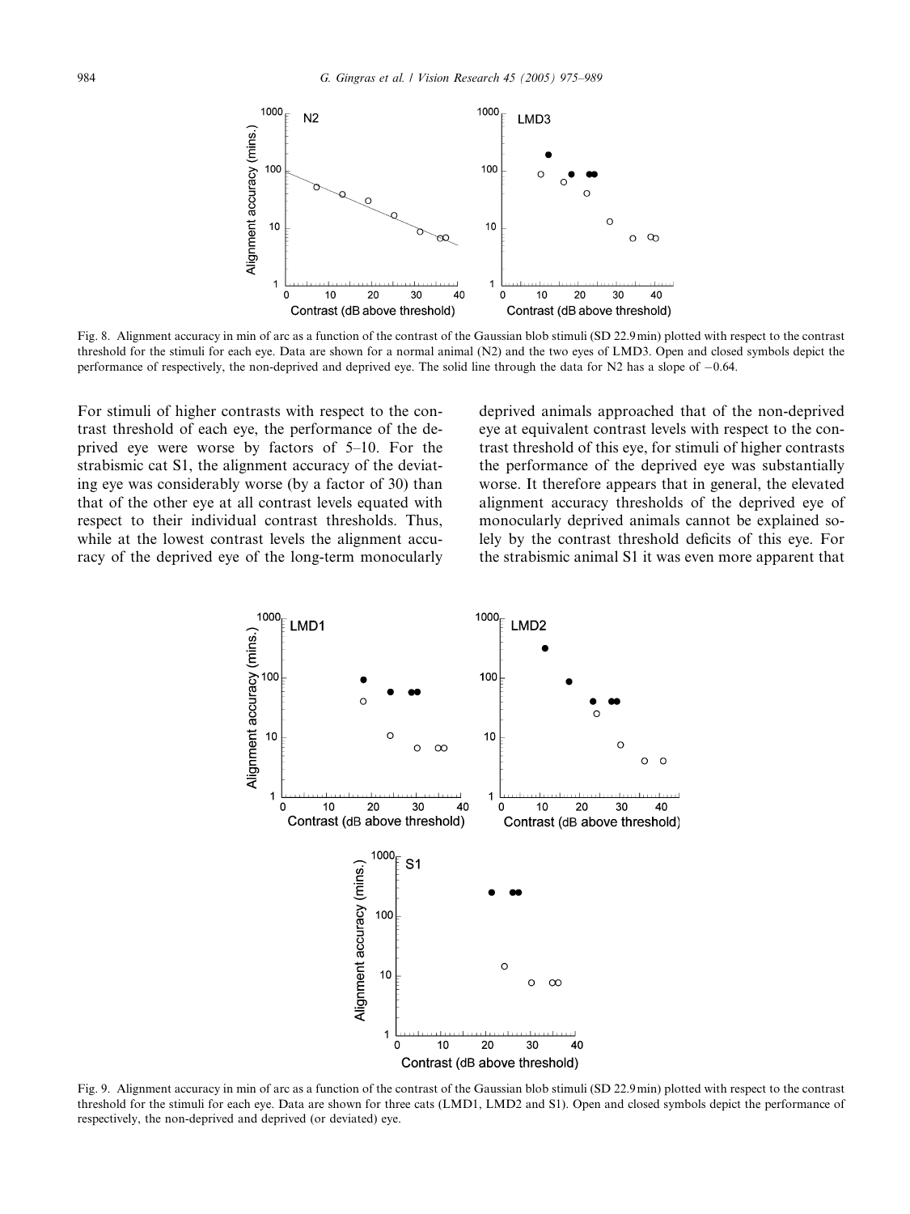N2

1000

100

10

1

Alignment accuracy (mins.)

0 10 20 30 40

Contrast (dB above threshold)

LMD3

1000

100

10

1

0 10 20 30 40

Contrast (dB above threshold)

Fig. 8. Alignment accuracy in min of arc as a function of the contrast of the Gaussian blob stimuli (SD 22.9 min) plotted with respect to the contrast threshold for the stimuli for each eye. Data are shown for a normal animal (N2) and the two eyes of LMD3. Open and closed symbols depict the performance of respectively, the non-deprived and deprived eye. The solid line through the data for N2 has a slope of −0.64.

For stimuli of higher contrasts with respect to the contrast threshold of each eye, the performance of the deprived eye were worse by factors of 5–10. For the strabismic cat S1, the alignment accuracy of the deviating eye was considerably worse (by a factor of 30) than that of the other eye at all contrast levels equated with respect to their individual contrast thresholds. Thus, while at the lowest contrast levels the alignment accuracy of the deprived eye of the long-term monocularly deprived animals approached that of the non-deprived eye at equivalent contrast levels with respect to the contrast threshold of this eye, for stimuli of higher contrasts the performance of the deprived eye was substantially worse. It therefore appears that in general, the elevated alignment accuracy thresholds of the deprived eye of monocularly deprived animals cannot be explained solely by the contrast threshold deficits of this eye. For the strabismic animal S1 it was even more apparent that

LMD1

1000

100

10

1

Alignment accuracy (mins.)

0 10 20 30 40

Contrast (dB above threshold)

LMD2

1000

100

10

1

0 10 20 30 40

Contrast (dB above threshold)

S1

1000

100

10

1

Alignment accuracy (mins.)

0 10 20 30 40

Contrast (dB above threshold)

Fig. 9. Alignment accuracy in min of arc as a function of the contrast of the Gaussian blob stimuli (SD 22.9 min) plotted with respect to the contrast threshold for the stimuli for each eye. Data are shown for three cats (LMD1, LMD2 and S1). Open and closed symbols depict the performance of respectively, the non-deprived and deprived (or deviated) eye.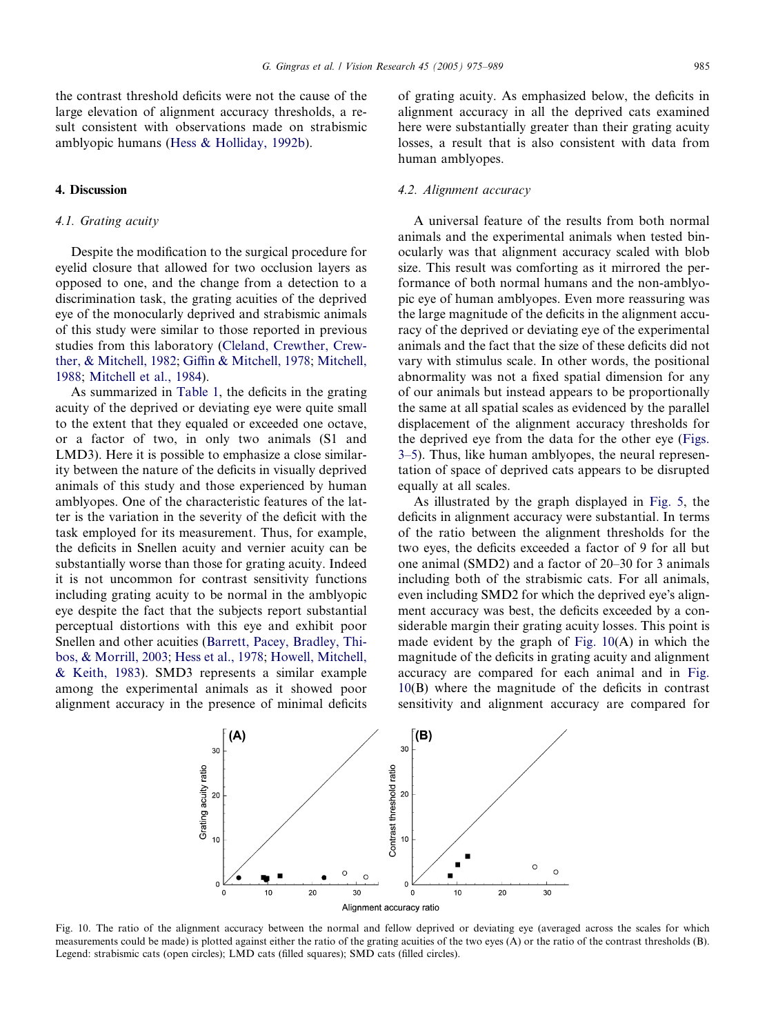the contrast threshold deficits were not the cause of the large elevation of alignment accuracy thresholds, a result consistent with observations made on strabismic amblyopic humans (Hess & Holliday, 1992b).

## 4. Discussion

### 4.1. Grating acuity

Despite the modification to the surgical procedure for eyelid closure that allowed for two occlusion layers as opposed to one, and the change from a detection to a discrimination task, the grating acuities of the deprived eye of the monocularly deprived and strabismic animals of this study were similar to those reported in previous studies from this laboratory (Cleland, Crewther, Crewther, & Mitchell, 1982; Giffin & Mitchell, 1978; Mitchell, 1988; Mitchell et al., 1984).

As summarized in Table 1, the deficits in the grating acuity of the deprived or deviating eye were quite small to the extent that they equaled or exceeded one octave, or a factor of two, in only two animals (S1 and LMD3). Here it is possible to emphasize a close similarity between the nature of the deficits in visually deprived animals of this study and those experienced by human amblyopes. One of the characteristic features of the latter is the variation in the severity of the deficit with the task employed for its measurement. Thus, for example, the deficits in Snellen acuity and vernier acuity can be substantially worse than those for grating acuity. Indeed it is not uncommon for contrast sensitivity functions including grating acuity to be normal in the amblyopic eye despite the fact that the subjects report substantial perceptual distortions with this eye and exhibit poor Snellen and other acuities (Barrett, Pacey, Bradley, Thibos, & Morrill, 2003; Hess et al., 1978; Howell, Mitchell, & Keith, 1983). SMD3 represents a similar example among the experimental animals as it showed poor alignment accuracy in the presence of minimal deficits of grating acuity. As emphasized below, the deficits in alignment accuracy in all the deprived cats examined here were substantially greater than their grating acuity losses, a result that is also consistent with data from human amblyopes.

### 4.2. Alignment accuracy

A universal feature of the results from both normal animals and the experimental animals when tested binocularly was that alignment accuracy scaled with blob size. This result was comforting as it mirrored the performance of both normal humans and the non-amblyopic eye of human amblyopes. Even more reassuring was the large magnitude of the deficits in the alignment accuracy of the deprived or deviating eye of the experimental animals and the fact that the size of these deficits did not vary with stimulus scale. In other words, the positional abnormality was not a fixed spatial dimension for any of our animals but instead appears to be proportionally the same at all spatial scales as evidenced by the parallel displacement of the alignment accuracy thresholds for the deprived eye from the data for the other eye (Figs. 3–5). Thus, like human amblyopes, the neural representation of space of deprived cats appears to be disrupted equally at all scales.

As illustrated by the graph displayed in Fig. 5, the deficits in alignment accuracy were substantial. In terms of the ratio between the alignment thresholds for the two eyes, the deficits exceeded a factor of 9 for all but one animal (SMD2) and a factor of 20–30 for 3 animals including both of the strabismic cats. For all animals, even including SMD2 for which the deprived eye's alignment accuracy was best, the deficits exceeded by a considerable margin their grating acuity losses. This point is made evident by the graph of Fig. 10(A) in which the magnitude of the deficits in grating acuity and alignment accuracy are compared for each animal and in Fig. 10(B) where the magnitude of the deficits in contrast sensitivity and alignment accuracy are compared for

(A)
Grating acuity ratio
0 10 20 30
0 10 20 30

(B)
Contrast threshold ratio
0 10 20 30
0 10 20 30

Alignment accuracy ratio

Fig. 10. The ratio of the alignment accuracy between the normal and fellow deprived or deviating eye (averaged across the scales for which measurements could be made) is plotted against either the ratio of the grating acuities of the two eyes (A) or the ratio of the contrast thresholds (B). Legend: strabismic cats (open circles); LMD cats (filled squares); SMD cats (filled circles).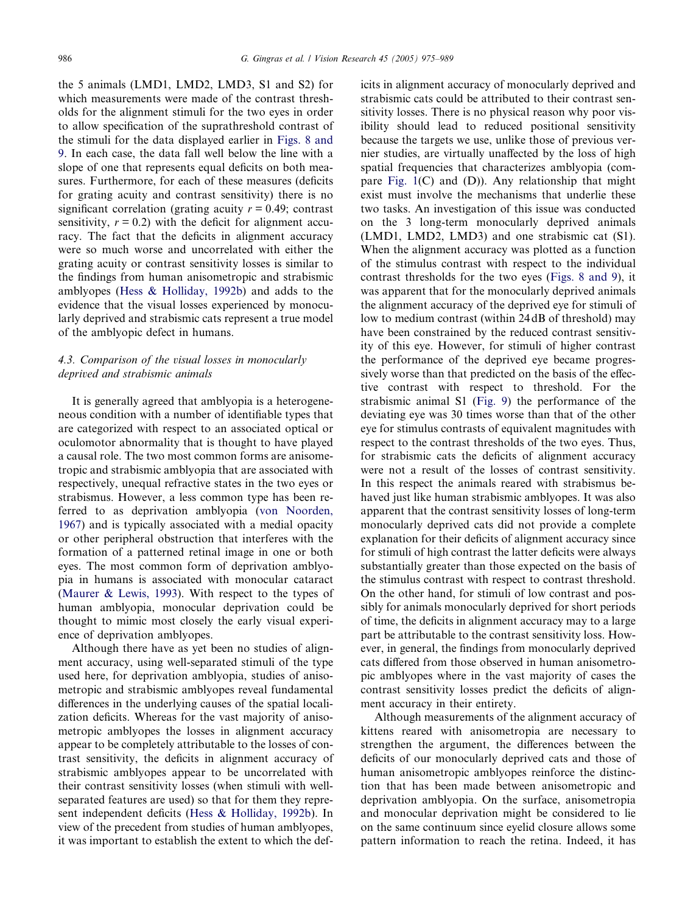the 5 animals (LMD1, LMD2, LMD3, S1 and S2) for which measurements were made of the contrast thresholds for the alignment stimuli for the two eyes in order to allow specification of the suprathreshold contrast of the stimuli for the data displayed earlier in Figs. 8 and 9. In each case, the data fall well below the line with a slope of one that represents equal deficits on both measures. Furthermore, for each of these measures (deficits for grating acuity and contrast sensitivity) there is no significant correlation (grating acuity $r = 0.49$; contrast sensitivity, $r = 0.2$) with the deficit for alignment accuracy. The fact that the deficits in alignment accuracy were so much worse and uncorrelated with either the grating acuity or contrast sensitivity losses is similar to the findings from human anisometropic and strabismic amblyopes (Hess & Holliday, 1992b) and adds to the evidence that the visual losses experienced by monocularly deprived and strabismic cats represent a true model of the amblyopic defect in humans.

### 4.3. Comparison of the visual losses in monocularly deprived and strabismic animals

It is generally agreed that amblyopia is a heterogeneous condition with a number of identifiable types that are categorized with respect to an associated optical or oculomotor abnormality that is thought to have played a causal role. The two most common forms are anisometropic and strabismic amblyopia that are associated with respectively, unequal refractive states in the two eyes or strabismus. However, a less common type has been referred to as deprivation amblyopia (von Noorden, 1967) and is typically associated with a medial opacity or other peripheral obstruction that interferes with the formation of a patterned retinal image in one or both eyes. The most common form of deprivation amblyopia in humans is associated with monocular cataract (Maurer & Lewis, 1993). With respect to the types of human amblyopia, monocular deprivation could be thought to mimic most closely the early visual experience of deprivation amblyopes.

Although there have as yet been no studies of alignment accuracy, using well-separated stimuli of the type used here, for deprivation amblyopia, studies of anisometropic and strabismic amblyopes reveal fundamental differences in the underlying causes of the spatial localization deficits. Whereas for the vast majority of anisometropic amblyopes the losses in alignment accuracy appear to be completely attributable to the losses of contrast sensitivity, the deficits in alignment accuracy of strabismic amblyopes appear to be uncorrelated with their contrast sensitivity losses (when stimuli with well-separated features are used) so that for them they represent independent deficits (Hess & Holliday, 1992b). In view of the precedent from studies of human amblyopes, it was important to establish the extent to which the deficits in alignment accuracy of monocularly deprived and strabismic cats could be attributed to their contrast sensitivity losses. There is no physical reason why poor visibility should lead to reduced positional sensitivity because the targets we use, unlike those of previous vernier studies, are virtually unaffected by the loss of high spatial frequencies that characterizes amblyopia (compare Fig. 1(C) and (D)). Any relationship that might exist must involve the mechanisms that underlie these two tasks. An investigation of this issue was conducted on the 3 long-term monocularly deprived animals (LMD1, LMD2, LMD3) and one strabismic cat (S1). When the alignment accuracy was plotted as a function of the stimulus contrast with respect to the individual contrast thresholds for the two eyes (Figs. 8 and 9), it was apparent that for the monocularly deprived animals the alignment accuracy of the deprived eye for stimuli of low to medium contrast (within 24 dB of threshold) may have been constrained by the reduced contrast sensitivity of this eye. However, for stimuli of higher contrast the performance of the deprived eye became progressively worse than that predicted on the basis of the effective contrast with respect to threshold. For the strabismic animal S1 (Fig. 9) the performance of the deviating eye was 30 times worse than that of the other eye for stimulus contrasts of equivalent magnitudes with respect to the contrast thresholds of the two eyes. Thus, for strabismic cats the deficits of alignment accuracy were not a result of the losses of contrast sensitivity. In this respect the animals reared with strabismus behaved just like human strabismic amblyopes. It was also apparent that the contrast sensitivity losses of long-term monocularly deprived cats did not provide a complete explanation for their deficits of alignment accuracy since for stimuli of high contrast the latter deficits were always substantially greater than those expected on the basis of the stimulus contrast with respect to contrast threshold. On the other hand, for stimuli of low contrast and possibly for animals monocularly deprived for short periods of time, the deficits in alignment accuracy may to a large part be attributable to the contrast sensitivity loss. However, in general, the findings from monocularly deprived cats differed from those observed in human anisometropic amblyopes where in the vast majority of cases the contrast sensitivity losses predict the deficits of alignment accuracy in their entirety.

Although measurements of the alignment accuracy of kittens reared with anisometropia are necessary to strengthen the argument, the differences between the deficits of our monocularly deprived cats and those of human anisometropic amblyopes reinforce the distinction that has been made between anisometropic and deprivation amblyopia. On the surface, anisometropia and monocular deprivation might be considered to lie on the same continuum since eyelid closure allows some pattern information to reach the retina. Indeed, it has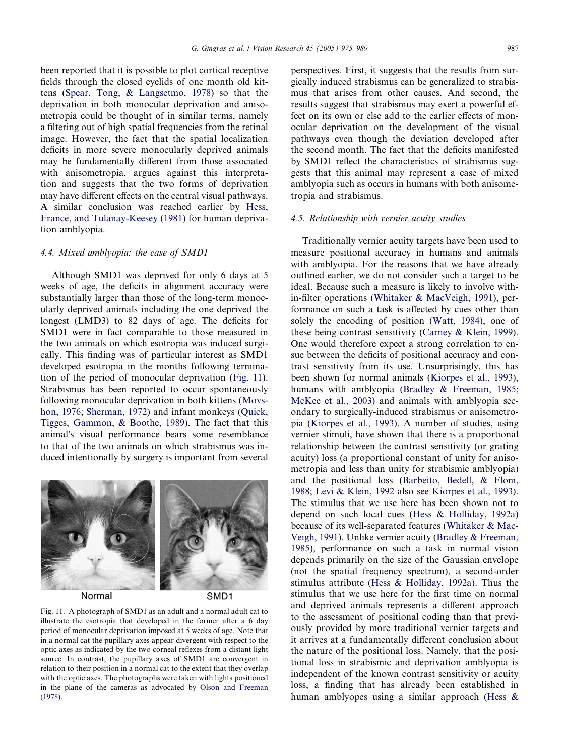been reported that it is possible to plot cortical receptive fields through the closed eyelids of one month old kittens (Spear, Tong, & Langsetmo, 1978) so that the deprivation in both monocular deprivation and anisometropia could be thought of in similar terms, namely a filtering out of high spatial frequencies from the retinal image. However, the fact that the spatial localization deficits in more severe monocularly deprived animals may be fundamentally different from those associated with anisometropia, argues against this interpretation and suggests that the two forms of deprivation may have different effects on the central visual pathways. A similar conclusion was reached earlier by Hess, France, and Tulanay-Keesey (1981) for human deprivation amblyopia.

### 4.4. Mixed amblyopia: the case of SMD1

Although SMD1 was deprived for only 6 days at 5 weeks of age, the deficits in alignment accuracy were substantially larger than those of the long-term monocularly deprived animals including the one deprived the longest (LMD3) to 82 days of age. The deficits for SMD1 were in fact comparable to those measured in the two animals on which esotropia was induced surgically. This finding was of particular interest as SMD1 developed esotropia in the months following termination of the period of monocular deprivation (Fig. 11). Strabismus has been reported to occur spontaneously following monocular deprivation in both kittens (Movshon, 1976; Sherman, 1972) and infant monkeys (Quick, Tigges, Gammon, & Boothe, 1989). The fact that this animal's visual performance bears some resemblance to that of the two animals on which strabismus was induced intentionally by surgery is important from several perspectives. First, it suggests that the results from surgically induced strabismus can be generalized to strabismus that arises from other causes. And second, the results suggest that strabismus may exert a powerful effect on its own or else add to the earlier effects of monocular deprivation on the development of the visual pathways even though the deviation developed after the second month. The fact that the deficits manifested by SMD1 reflect the characteristics of strabismus suggests that this animal may represent a case of mixed amblyopia such as occurs in humans with both anisometropia and strabismus.

Normal

SMD1

Fig. 11. A photograph of SMD1 as an adult and a normal adult cat to illustrate the esotropia that developed in the former after a 6 day period of monocular deprivation imposed at 5 weeks of age, Note that in a normal cat the pupillary axes appear divergent with respect to the optic axes as indicated by the two corneal reflexes from a distant light source. In contrast, the pupillary axes of SMD1 are convergent in relation to their position in a normal cat to the extent that they overlap with the optic axes. The photographs were taken with lights positioned in the plane of the cameras as advocated by Olson and Freeman (1978).

### 4.5. Relationship with vernier acuity studies

Traditionally vernier acuity targets have been used to measure positional accuracy in humans and animals with amblyopia. For the reasons that we have already outlined earlier, we do not consider such a target to be ideal. Because such a measure is likely to involve within-filter operations (Whitaker & MacVeigh, 1991), performance on such a task is affected by cues other than solely the encoding of position (Watt, 1984), one of these being contrast sensitivity (Carney & Klein, 1999). One would therefore expect a strong correlation to ensue between the deficits of positional accuracy and contrast sensitivity from its use. Unsurprisingly, this has been shown for normal animals (Kiorpes et al., 1993), humans with amblyopia (Bradley & Freeman, 1985; McKee et al., 2003) and animals with amblyopia secondary to surgically-induced strabismus or anisometropia (Kiorpes et al., 1993). A number of studies, using vernier stimuli, have shown that there is a proportional relationship between the contrast sensitivity (or grating acuity) loss (a proportional constant of unity for anisometropia and less than unity for strabismic amblyopia) and the positional loss (Barbeito, Bedell, & Flom, 1988; Levi & Klein, 1992 also see Kiorpes et al., 1993). The stimulus that we use here has been shown not to depend on such local cues (Hess & Holliday, 1992a) because of its well-separated features (Whitaker & MacVeigh, 1991). Unlike vernier acuity (Bradley & Freeman, 1985), performance on such a task in normal vision depends primarily on the size of the Gaussian envelope (not the spatial frequency spectrum), a second-order stimulus attribute (Hess & Holliday, 1992a). Thus the stimulus that we use here for the first time on normal and deprived animals represents a different approach to the assessment of positional coding than that previously provided by more traditional vernier targets and it arrives at a fundamentally different conclusion about the nature of the positional loss. Namely, that the positional loss in strabismic and deprivation amblyopia is independent of the known contrast sensitivity or acuity loss, a finding that has already been established in human amblyopes using a similar approach (Hess &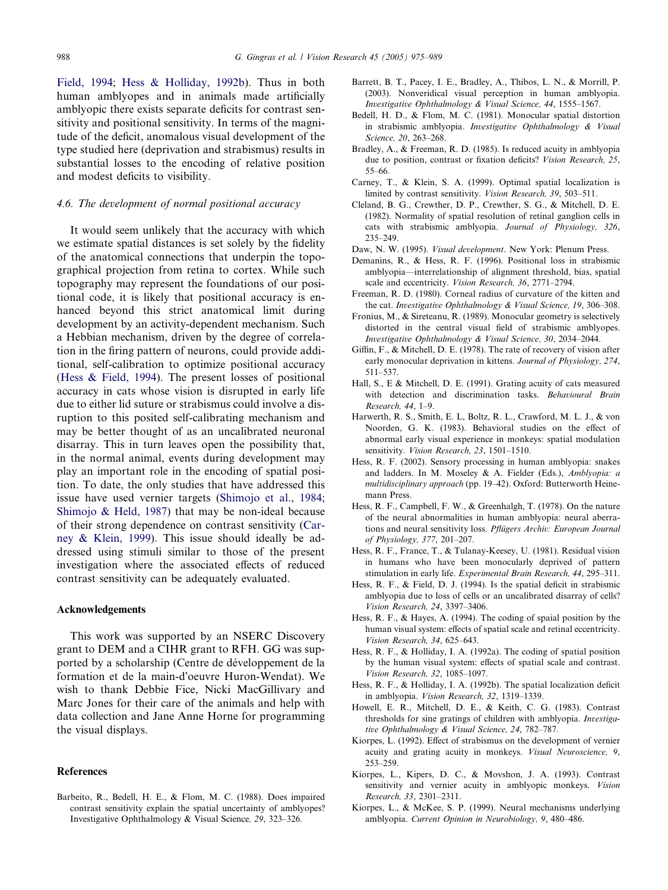Field, 1994; Hess & Holliday, 1992b). Thus in both human amblyopes and in animals made artificially amblyopic there exists separate deficits for contrast sensitivity and positional sensitivity. In terms of the magnitude of the deficit, anomalous visual development of the type studied here (deprivation and strabismus) results in substantial losses to the encoding of relative position and modest deficits to visibility.

### 4.6. The development of normal positional accuracy

It would seem unlikely that the accuracy with which we estimate spatial distances is set solely by the fidelity of the anatomical connections that underpin the topographical projection from retina to cortex. While such topography may represent the foundations of our positional code, it is likely that positional accuracy is enhanced beyond this strict anatomical limit during development by an activity-dependent mechanism. Such a Hebbian mechanism, driven by the degree of correlation in the firing pattern of neurons, could provide additional, self-calibration to optimize positional accuracy (Hess & Field, 1994). The present losses of positional accuracy in cats whose vision is disrupted in early life due to either lid suture or strabismus could involve a disruption to this posited self-calibrating mechanism and may be better thought of as an uncalibrated neuronal disarray. This in turn leaves open the possibility that, in the normal animal, events during development may play an important role in the encoding of spatial position. To date, the only studies that have addressed this issue have used vernier targets (Shimojo et al., 1984; Shimojo & Held, 1987) that may be non-ideal because of their strong dependence on contrast sensitivity (Carney & Klein, 1999). This issue should ideally be addressed using stimuli similar to those of the present investigation where the associated effects of reduced contrast sensitivity can be adequately evaluated.

## Acknowledgements

This work was supported by an NSERC Discovery grant to DEM and a CIHR grant to RFH. GG was supported by a scholarship (Centre de développement de la formation et de la main-d'oeuvre Huron-Wendat). We wish to thank Debbie Fice, Nicki MacGillivary and Marc Jones for their care of the animals and help with data collection and Jane Anne Horne for programming the visual displays.

## References

Barbeito, R., Bedell, H. E., & Flom, M. C. (1988). Does impaired contrast sensitivity explain the spatial uncertainty of amblyopes? Investigative Ophthalmology & Visual Science, 29, 323–326.

Barrett, B. T., Pacey, I. E., Bradley, A., Thibos, L. N., & Morrill, P. (2003). Nonveridical visual perception in human amblyopia. *Investigative Ophthalmology & Visual Science, 44*, 1555–1567.

Bedell, H. D., & Flom, M. C. (1981). Monocular spatial distortion in strabismic amblyopia. *Investigative Ophthalmology & Visual Science, 20*, 263–268.

Bradley, A., & Freeman, R. D. (1985). Is reduced acuity in amblyopia due to position, contrast or fixation deficits? *Vision Research, 25*, 55–66.

Carney, T., & Klein, S. A. (1999). Optimal spatial localization is limited by contrast sensitivity. *Vision Research, 39*, 503–511.

Cleland, B. G., Crewther, D. P., Crewther, S. G., & Mitchell, D. E. (1982). Normality of spatial resolution of retinal ganglion cells in cats with strabismic amblyopia. *Journal of Physiology, 326*, 235–249.

Daw, N. W. (1995). *Visual development*. New York: Plenum Press.

Demanins, R., & Hess, R. F. (1996). Positional loss in strabismic amblyopia—interrelationship of alignment threshold, bias, spatial scale and eccentricity. *Vision Research, 36*, 2771–2794.

Freeman, R. D. (1980). Corneal radius of curvature of the kitten and the cat. *Investigative Ophthalmology & Visual Science, 19*, 306–308.

Fronius, M., & Sireteanu, R. (1989). Monocular geometry is selectively distorted in the central visual field of strabismic amblyopes. *Investigative Ophthalmology & Visual Science, 30*, 2034–2044.

Giffin, F., & Mitchell, D. E. (1978). The rate of recovery of vision after early monocular deprivation in kittens. *Journal of Physiology, 274*, 511–537.

Hall, S., E & Mitchell, D. E. (1991). Grating acuity of cats measured with detection and discrimination tasks. *Behavioural Brain Research, 44*, 1–9.

Harwerth, R. S., Smith, E. L, Boltz, R. L., Crawford, M. L. J., & von Noorden, G. K. (1983). Behavioral studies on the effect of abnormal early visual experience in monkeys: spatial modulation sensitivity. *Vision Research, 23*, 1501–1510.

Hess, R. F. (2002). Sensory processing in human amblyopia: snakes and ladders. In M. Moseley & A. Fielder (Eds.), *Amblyopia: a multidisciplinary approach* (pp. 19–42). Oxford: Butterworth Heinemann Press.

Hess, R. F., Campbell, F. W., & Greenhalgh, T. (1978). On the nature of the neural abnormalities in human amblyopia: neural aberrations and neural sensitivity loss. *Pflügers Archiv: European Journal of Physiology, 377*, 201–207.

Hess, R. F., France, T., & Tulanay-Keesey, U. (1981). Residual vision in humans who have been monocularly deprived of pattern stimulation in early life. *Experimental Brain Research, 44*, 295–311.

Hess, R. F., & Field, D. J. (1994). Is the spatial deficit in strabismic amblyopia due to loss of cells or an uncalibrated disarray of cells? *Vision Research, 24*, 3397–3406.

Hess, R. F., & Hayes, A. (1994). The coding of spaial position by the human visual system: effects of spatial scale and retinal eccentricity. *Vision Research, 34*, 625–643.

Hess, R. F., & Holliday, I. A. (1992a). The coding of spatial position by the human visual system: effects of spatial scale and contrast. *Vision Research, 32*, 1085–1097.

Hess, R. F., & Holliday, I. A. (1992b). The spatial localization deficit in amblyopia. *Vision Research, 32*, 1319–1339.

Howell, E. R., Mitchell, D. E., & Keith, C. G. (1983). Contrast thresholds for sine gratings of children with amblyopia. *Investigative Ophthalmology & Visual Science, 24*, 782–787.

Kiorpes, L. (1992). Effect of strabismus on the development of vernier acuity and grating acuity in monkeys. *Visual Neuroscience, 9*, 253–259.

Kiorpes, L., Kipers, D. C., & Movshon, J. A. (1993). Contrast sensitivity and vernier acuity in amblyopic monkeys. *Vision Research, 33*, 2301–2311.

Kiorpes, L., & McKee, S. P. (1999). Neural mechanisms underlying amblyopia. *Current Opinion in Neurobiology, 9*, 480–486.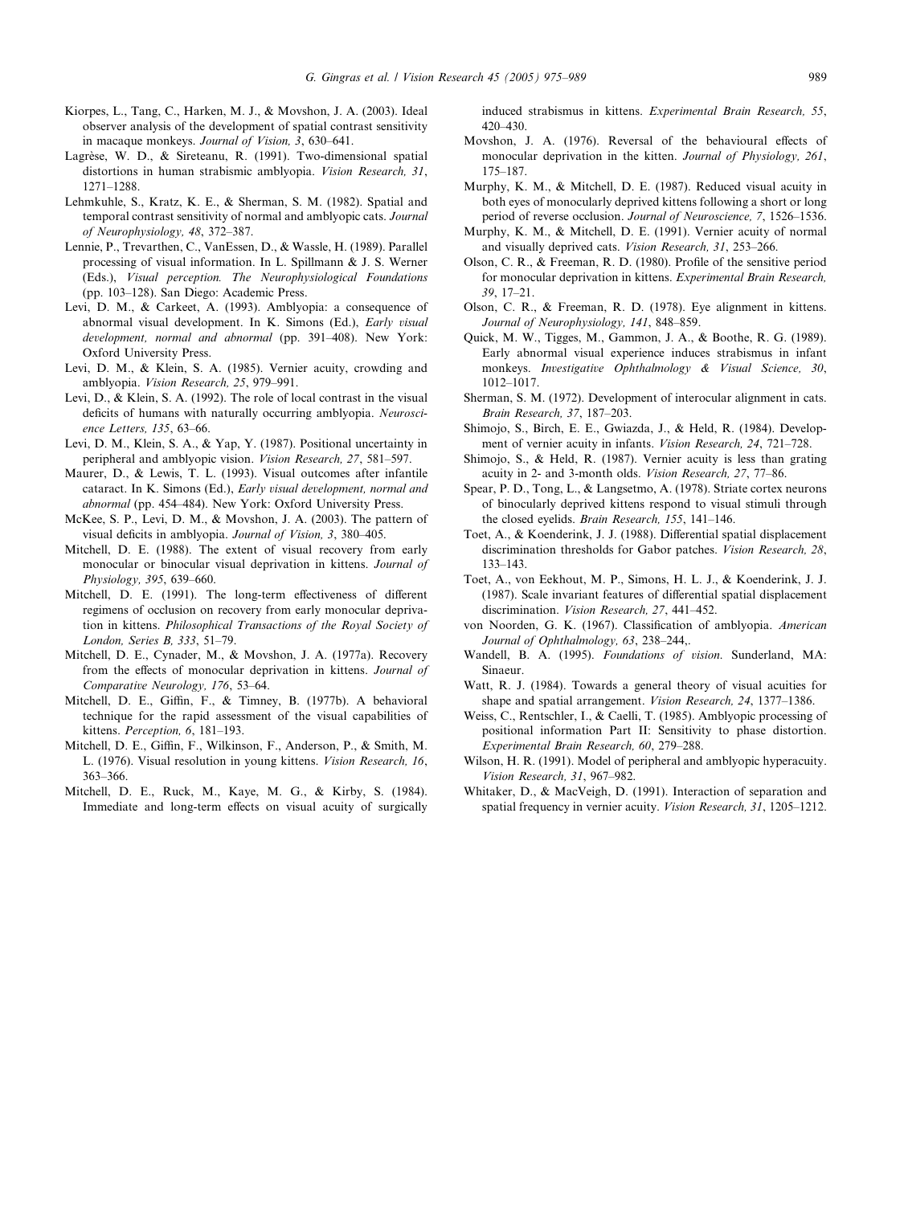Kiorpes, L., Tang, C., Harken, M. J., & Movshon, J. A. (2003). Ideal observer analysis of the development of spatial contrast sensitivity in macaque monkeys. *Journal of Vision, 3*, 630–641.

Lagrèse, W. D., & Sireteanu, R. (1991). Two-dimensional spatial distortions in human strabismic amblyopia. *Vision Research, 31*, 1271–1288.

Lehmkuhle, S., Kratz, K. E., & Sherman, S. M. (1982). Spatial and temporal contrast sensitivity of normal and amblyopic cats. *Journal of Neurophysiology, 48*, 372–387.

Lennie, P., Trevarthen, C., VanEssen, D., & Wassle, H. (1989). Parallel processing of visual information. In L. Spillmann & J. S. Werner (Eds.), *Visual perception. The Neurophysiological Foundations* (pp. 103–128). San Diego: Academic Press.

Levi, D. M., & Carkeet, A. (1993). Amblyopia: a consequence of abnormal visual development. In K. Simons (Ed.), *Early visual development, normal and abnormal* (pp. 391–408). New York: Oxford University Press.

Levi, D. M., & Klein, S. A. (1985). Vernier acuity, crowding and amblyopia. *Vision Research, 25*, 979–991.

Levi, D., & Klein, S. A. (1992). The role of local contrast in the visual deficits of humans with naturally occurring amblyopia. *Neuroscience Letters, 135*, 63–66.

Levi, D. M., Klein, S. A., & Yap, Y. (1987). Positional uncertainty in peripheral and amblyopic vision. *Vision Research, 27*, 581–597.

Maurer, D., & Lewis, T. L. (1993). Visual outcomes after infantile cataract. In K. Simons (Ed.), *Early visual development, normal and abnormal* (pp. 454–484). New York: Oxford University Press.

McKee, S. P., Levi, D. M., & Movshon, J. A. (2003). The pattern of visual deficits in amblyopia. *Journal of Vision, 3*, 380–405.

Mitchell, D. E. (1988). The extent of visual recovery from early monocular or binocular visual deprivation in kittens. *Journal of Physiology, 395*, 639–660.

Mitchell, D. E. (1991). The long-term effectiveness of different regimens of occlusion on recovery from early monocular deprivation in kittens. *Philosophical Transactions of the Royal Society of London, Series B, 333*, 51–79.

Mitchell, D. E., Cynader, M., & Movshon, J. A. (1977a). Recovery from the effects of monocular deprivation in kittens. *Journal of Comparative Neurology, 176*, 53–64.

Mitchell, D. E., Giffin, F., & Timney, B. (1977b). A behavioral technique for the rapid assessment of the visual capabilities of kittens. *Perception, 6*, 181–193.

Mitchell, D. E., Giffin, F., Wilkinson, F., Anderson, P., & Smith, M. L. (1976). Visual resolution in young kittens. *Vision Research, 16*, 363–366.

Mitchell, D. E., Ruck, M., Kaye, M. G., & Kirby, S. (1984). Immediate and long-term effects on visual acuity of surgically induced strabismus in kittens. *Experimental Brain Research, 55*, 420–430.

Movshon, J. A. (1976). Reversal of the behavioural effects of monocular deprivation in the kitten. *Journal of Physiology, 261*, 175–187.

Murphy, K. M., & Mitchell, D. E. (1987). Reduced visual acuity in both eyes of monocularly deprived kittens following a short or long period of reverse occlusion. *Journal of Neuroscience, 7*, 1526–1536.

Murphy, K. M., & Mitchell, D. E. (1991). Vernier acuity of normal and visually deprived cats. *Vision Research, 31*, 253–266.

Olson, C. R., & Freeman, R. D. (1980). Profile of the sensitive period for monocular deprivation in kittens. *Experimental Brain Research, 39*, 17–21.

Olson, C. R., & Freeman, R. D. (1978). Eye alignment in kittens. *Journal of Neurophysiology, 141*, 848–859.

Quick, M. W., Tigges, M., Gammon, J. A., & Boothe, R. G. (1989). Early abnormal visual experience induces strabismus in infant monkeys. *Investigative Ophthalmology & Visual Science, 30*, 1012–1017.

Sherman, S. M. (1972). Development of interocular alignment in cats. *Brain Research, 37*, 187–203.

Shimojo, S., Birch, E. E., Gwiazda, J., & Held, R. (1984). Development of vernier acuity in infants. *Vision Research, 24*, 721–728.

Shimojo, S., & Held, R. (1987). Vernier acuity is less than grating acuity in 2- and 3-month olds. *Vision Research, 27*, 77–86.

Spear, P. D., Tong, L., & Langsetmo, A. (1978). Striate cortex neurons of binocularly deprived kittens respond to visual stimuli through the closed eyelids. *Brain Research, 155*, 141–146.

Toet, A., & Koenderink, J. J. (1988). Differential spatial displacement discrimination thresholds for Gabor patches. *Vision Research, 28*, 133–143.

Toet, A., von Eekhout, M. P., Simons, H. L. J., & Koenderink, J. J. (1987). Scale invariant features of differential spatial displacement discrimination. *Vision Research, 27*, 441–452.

von Noorden, G. K. (1967). Classification of amblyopia. *American Journal of Ophthalmology, 63*, 238–244,.

Wandell, B. A. (1995). *Foundations of vision*. Sunderland, MA: Sinaeur.

Watt, R. J. (1984). Towards a general theory of visual acuities for shape and spatial arrangement. *Vision Research, 24*, 1377–1386.

Weiss, C., Rentschler, I., & Caelli, T. (1985). Amblyopic processing of positional information Part II: Sensitivity to phase distortion. *Experimental Brain Research, 60*, 279–288.

Wilson, H. R. (1991). Model of peripheral and amblyopic hyperacuity. *Vision Research, 31*, 967–982.

Whitaker, D., & MacVeigh, D. (1991). Interaction of separation and spatial frequency in vernier acuity. *Vision Research, 31*, 1205–1212.